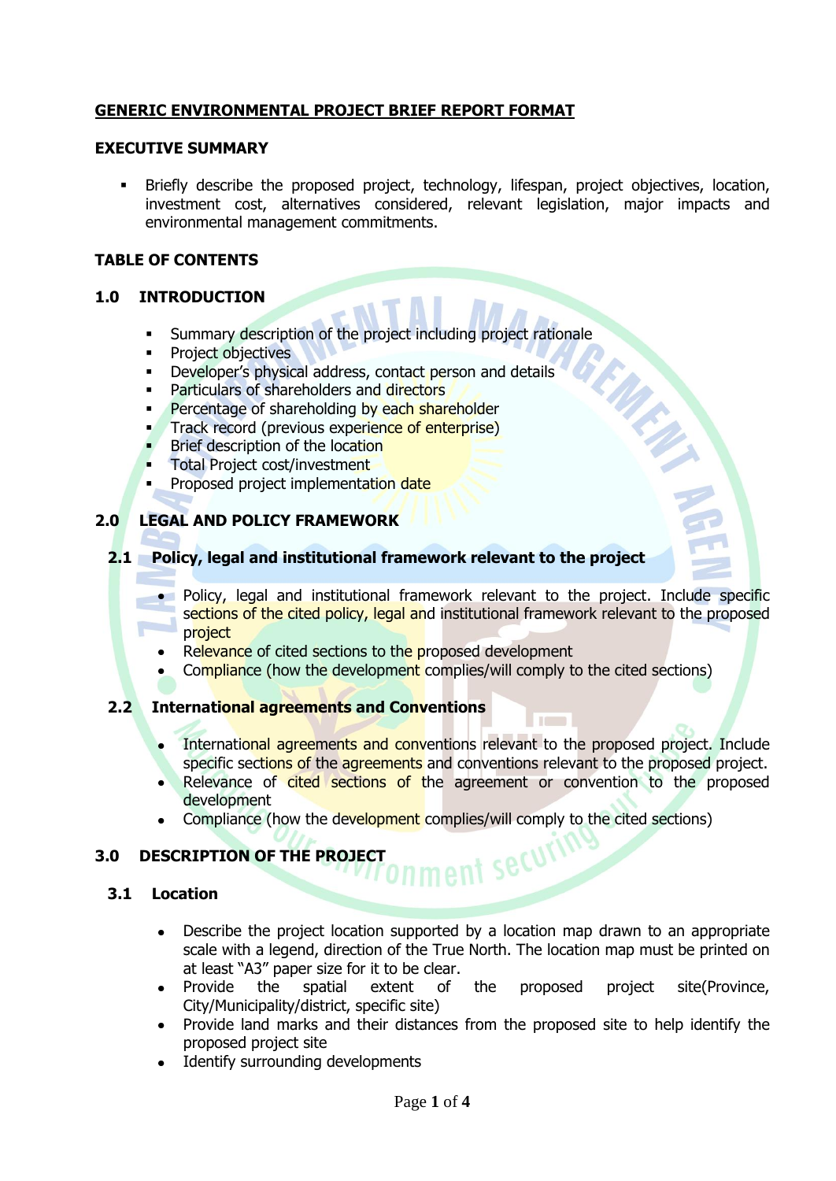# GENERIC ENVIRONMENTAL PROJECT BRIEF REPORT FORMAT

## EXECUTIVE SUMMARY

- Briefly describe the proposed project, technology, lifespan, project objectives, location, investment cost, alternatives considered, relevant legislation, major impacts and environmental management commitments.

## TABLE OF CONTENTS

## 1.0 INTRODUCTION

- Summary description of the project including project rationale
- Project objectives
- Developer's physical address, contact person and details
- Particulars of shareholders and directors
- Percentage of shareholding by each shareholder
- Track record (previous experience of enterprise)
- Brief description of the location
- Total Project cost/investment
- Proposed project implementation date

## 2.0 LEGAL AND POLICY FRAMEWORK

### 2.1 Policy, legal and institutional framework relevant to the project

- Policy, legal and institutional framework relevant to the project. Include specific sections of the cited policy, legal and institutional framework relevant to the proposed project
- Relevance of cited sections to the proposed development
- Compliance (how the development complies/will comply to the cited sections)

### 2.2 International agreements and Conventions

- International agreements and conventions relevant to the proposed project. Include specific sections of the agreements and conventions relevant to the proposed project.
- Relevance of cited sections of the agreement or convention to the proposed development
- Compliance (how the development complies/will comply to the cited sections)

## 3.0 DESCRIPTION OF THE PROJECT

### 3.1 Location

- Describe the project location supported by a location map drawn to an appropriate scale with a legend, direction of the True North. The location map must be printed on at least "A3" paper size for it to be clear.
- Provide the spatial extent of the proposed project site(Province, City/Municipality/district, specific site)
- Provide land marks and their distances from the proposed site to help identify the proposed project site
- Identify surrounding developments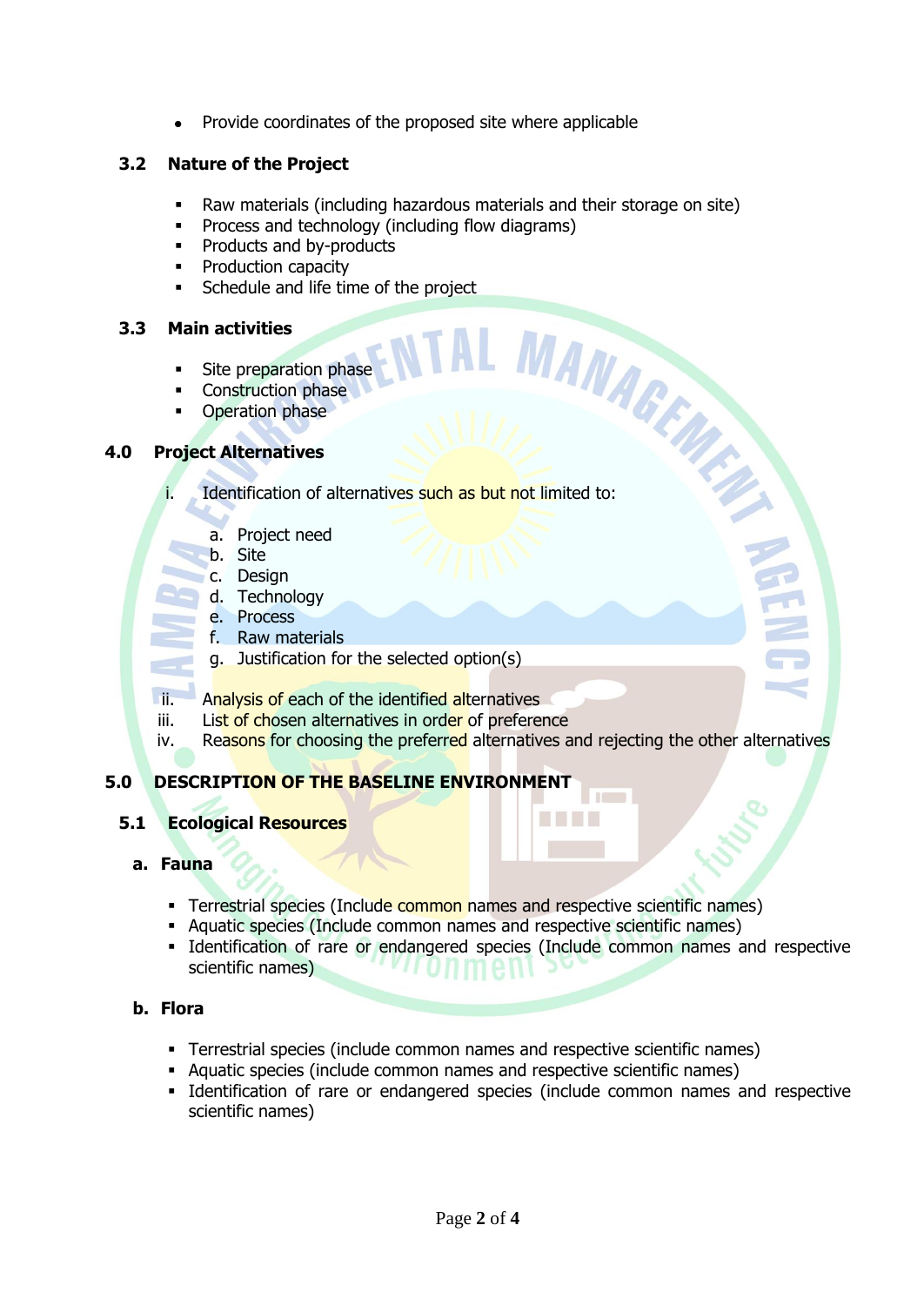- Provide coordinates of the proposed site where applicable

### 3.2 Nature of the Project

- Raw materials (including hazardous materials and their storage on site)
- Process and technology (including flow diagrams)
- Products and by-products
- Production capacity
- Schedule and life time of the project

### 3.3 Main activities

- Site preparation phase
- Construction phase
- Operation phase

## 4.0 Project Alternatives

i. Identification of alternatives such as but not limited to:

   a. Project need
   b. Site
   c. Design
   d. Technology
   e. Process
   f. Raw materials
   g. Justification for the selected option(s)

ii. Analysis of each of the identified alternatives
iii. List of chosen alternatives in order of preference
iv. Reasons for choosing the preferred alternatives and rejecting the other alternatives

## 5.0 DESCRIPTION OF THE BASELINE ENVIRONMENT

### 5.1 Ecological Resources

**a. Fauna**

- Terrestrial species (Include common names and respective scientific names)
- Aquatic species (Include common names and respective scientific names)
- Identification of rare or endangered species (Include common names and respective scientific names)

**b. Flora**

- Terrestrial species (include common names and respective scientific names)
- Aquatic species (include common names and respective scientific names)
- Identification of rare or endangered species (include common names and respective scientific names)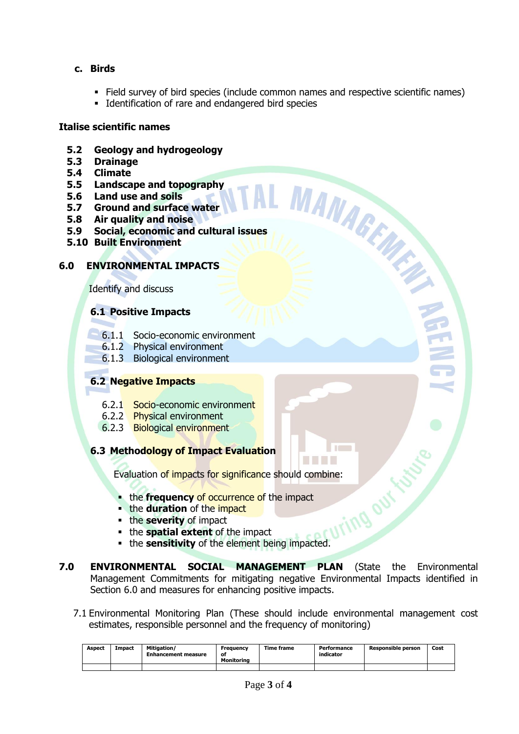**c. Birds**

- Field survey of bird species (include common names and respective scientific names)
- Identification of rare and endangered bird species

**Italise scientific names**

**5.2 Geology and hydrogeology**
**5.3 Drainage**
**5.4 Climate**
**5.5 Landscape and topography**
**5.6 Land use and soils**
**5.7 Ground and surface water**
**5.8 Air quality and noise**
**5.9 Social, economic and cultural issues**
**5.10 Built Environment**

## 6.0 ENVIRONMENTAL IMPACTS

Identify and discuss

### 6.1 Positive Impacts

6.1.1 Socio-economic environment
6.1.2 Physical environment
6.1.3 Biological environment

### 6.2 Negative Impacts

6.2.1 Socio-economic environment
6.2.2 Physical environment
6.2.3 Biological environment

### 6.3 Methodology of Impact Evaluation

Evaluation of impacts for significance should combine:

- the **frequency** of occurrence of the impact
- the **duration** of the impact
- the **severity** of impact
- the **spatial extent** of the impact
- the **sensitivity** of the element being impacted.

## 7.0 ENVIRONMENTAL SOCIAL MANAGEMENT PLAN (State the Environmental Management Commitments for mitigating negative Environmental Impacts identified in Section 6.0 and measures for enhancing positive impacts.

7.1 Environmental Monitoring Plan (These should include environmental management cost estimates, responsible personnel and the frequency of monitoring)

| Aspect | Impact | Mitigation/ Enhancement measure | Frequency of Monitoring | Time frame | Performance indicator | Responsible person | Cost |
|---|---|---|---|---|---|---|---|
| | | | | | | | |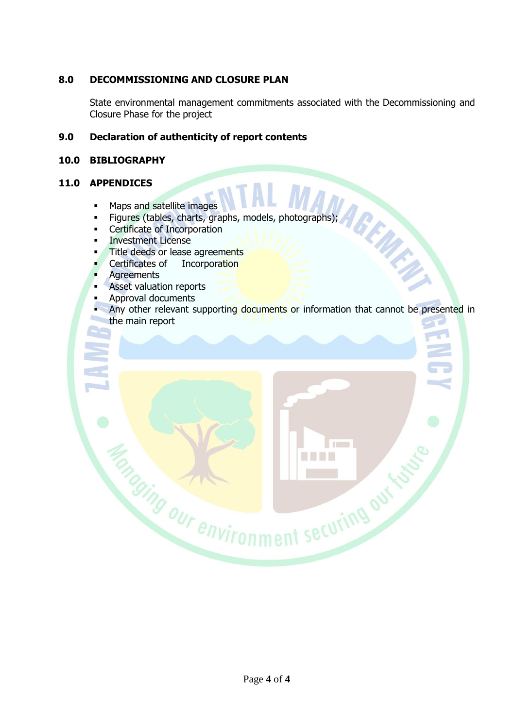## 8.0 DECOMMISSIONING AND CLOSURE PLAN

State environmental management commitments associated with the Decommissioning and Closure Phase for the project

## 9.0 Declaration of authenticity of report contents

## 10.0 BIBLIOGRAPHY

## 11.0 APPENDICES

- Maps and satellite images
- Figures (tables, charts, graphs, models, photographs);
- Certificate of Incorporation
- Investment License
- Title deeds or lease agreements
- Certificates of Incorporation
- Agreements
- Asset valuation reports
- Approval documents
- Any other relevant supporting documents or information that cannot be presented in the main report